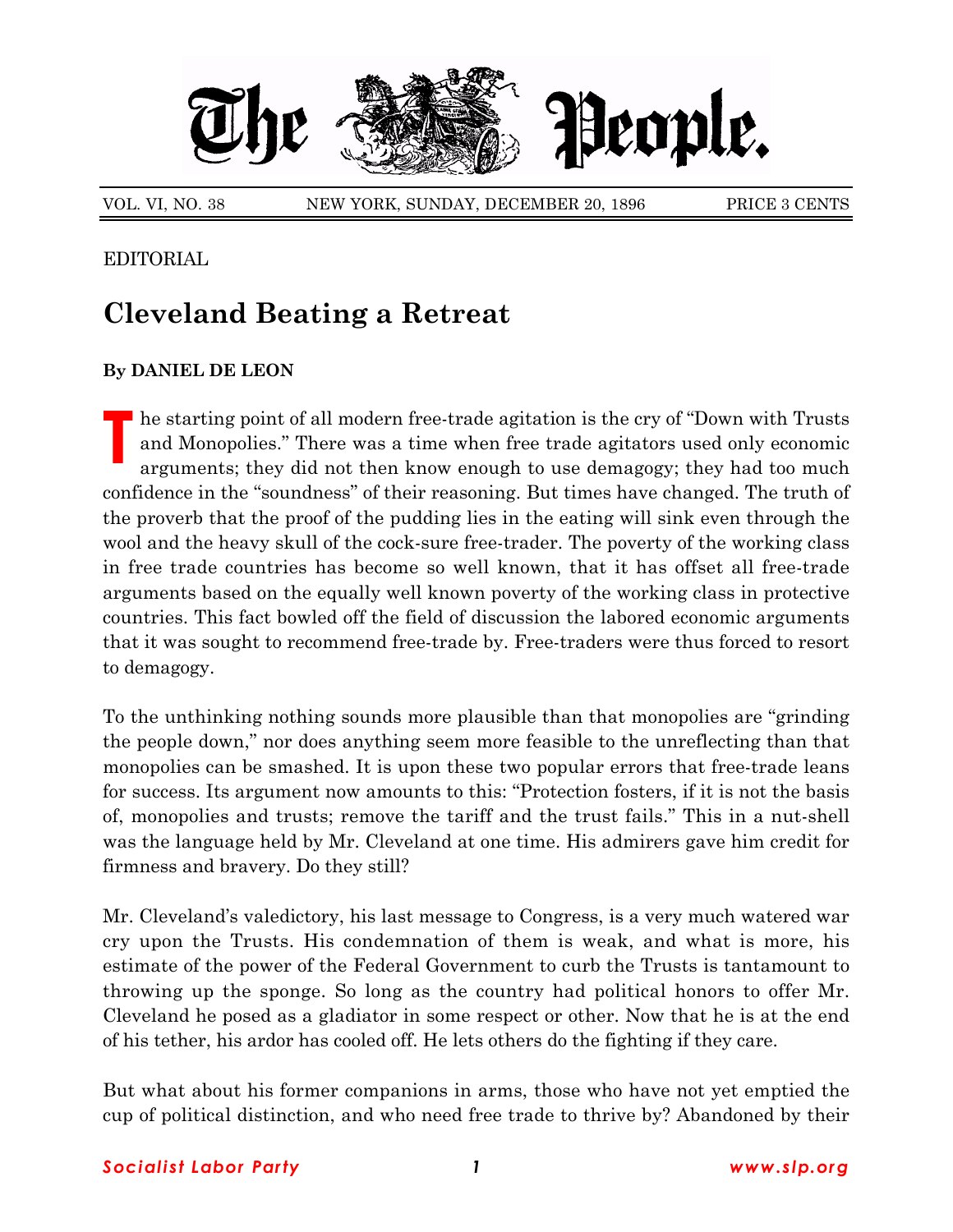# The People.

VOL. VI, NO. 38 NEW YORK, SUNDAY, DECEMBER 20, 1896 PRICE 3 CENTS

EDITORIAL

## Cleveland Beating a Retreat

**By DANIEL DE LEON**

The starting point of all modern free-trade agitation is the cry of "Down with Trusts and Monopolies." There was a time when free trade agitators used only economic arguments; they did not then know enough to use demagogy; they had too much confidence in the "soundness" of their reasoning. But times have changed. The truth of the proverb that the proof of the pudding lies in the eating will sink even through the wool and the heavy skull of the cock-sure free-trader. The poverty of the working class in free trade countries has become so well known, that it has offset all free-trade arguments based on the equally well known poverty of the working class in protective countries. This fact bowled off the field of discussion the labored economic arguments that it was sought to recommend free-trade by. Free-traders were thus forced to resort to demagogy.

To the unthinking nothing sounds more plausible than that monopolies are "grinding the people down," nor does anything seem more feasible to the unreflecting than that monopolies can be smashed. It is upon these two popular errors that free-trade leans for success. Its argument now amounts to this: "Protection fosters, if it is not the basis of, monopolies and trusts; remove the tariff and the trust fails." This in a nut-shell was the language held by Mr. Cleveland at one time. His admirers gave him credit for firmness and bravery. Do they still?

Mr. Cleveland's valedictory, his last message to Congress, is a very much watered war cry upon the Trusts. His condemnation of them is weak, and what is more, his estimate of the power of the Federal Government to curb the Trusts is tantamount to throwing up the sponge. So long as the country had political honors to offer Mr. Cleveland he posed as a gladiator in some respect or other. Now that he is at the end of his tether, his ardor has cooled off. He lets others do the fighting if they care.

But what about his former companions in arms, those who have not yet emptied the cup of political distinction, and who need free trade to thrive by? Abandoned by their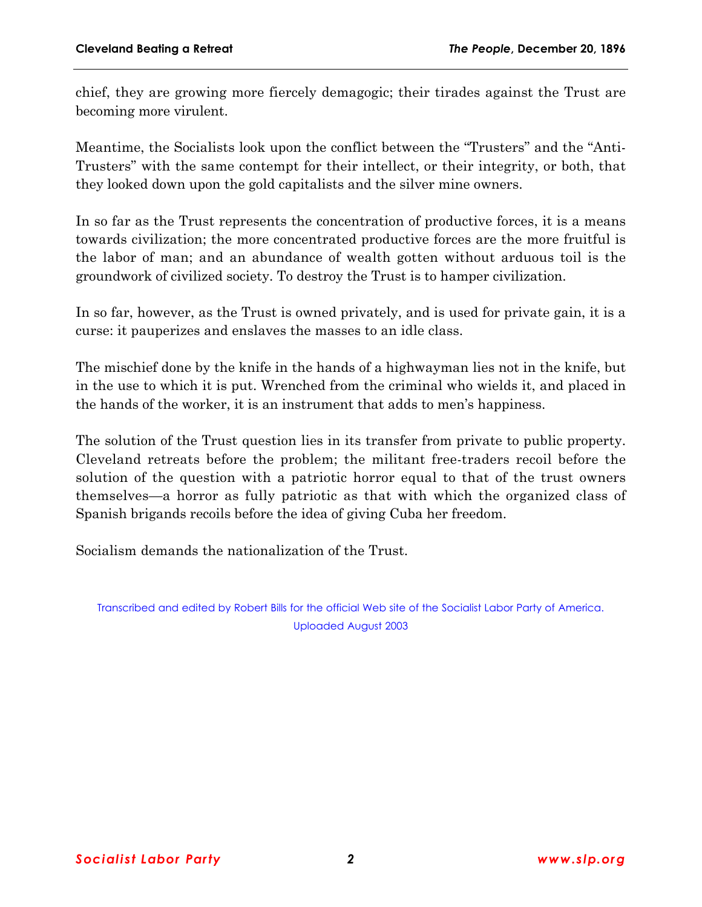chief, they are growing more fiercely demagogic; their tirades against the Trust are becoming more virulent.

Meantime, the Socialists look upon the conflict between the "Trusters" and the "Anti-Trusters" with the same contempt for their intellect, or their integrity, or both, that they looked down upon the gold capitalists and the silver mine owners.

In so far as the Trust represents the concentration of productive forces, it is a means towards civilization; the more concentrated productive forces are the more fruitful is the labor of man; and an abundance of wealth gotten without arduous toil is the groundwork of civilized society. To destroy the Trust is to hamper civilization.

In so far, however, as the Trust is owned privately, and is used for private gain, it is a curse: it pauperizes and enslaves the masses to an idle class.

The mischief done by the knife in the hands of a highwayman lies not in the knife, but in the use to which it is put. Wrenched from the criminal who wields it, and placed in the hands of the worker, it is an instrument that adds to men's happiness.

The solution of the Trust question lies in its transfer from private to public property. Cleveland retreats before the problem; the militant free-traders recoil before the solution of the question with a patriotic horror equal to that of the trust owners themselves—a horror as fully patriotic as that with which the organized class of Spanish brigands recoils before the idea of giving Cuba her freedom.

Socialism demands the nationalization of the Trust.

Transcribed and edited by Robert Bills for the official Web site of the Socialist Labor Party of America.
Uploaded August 2003